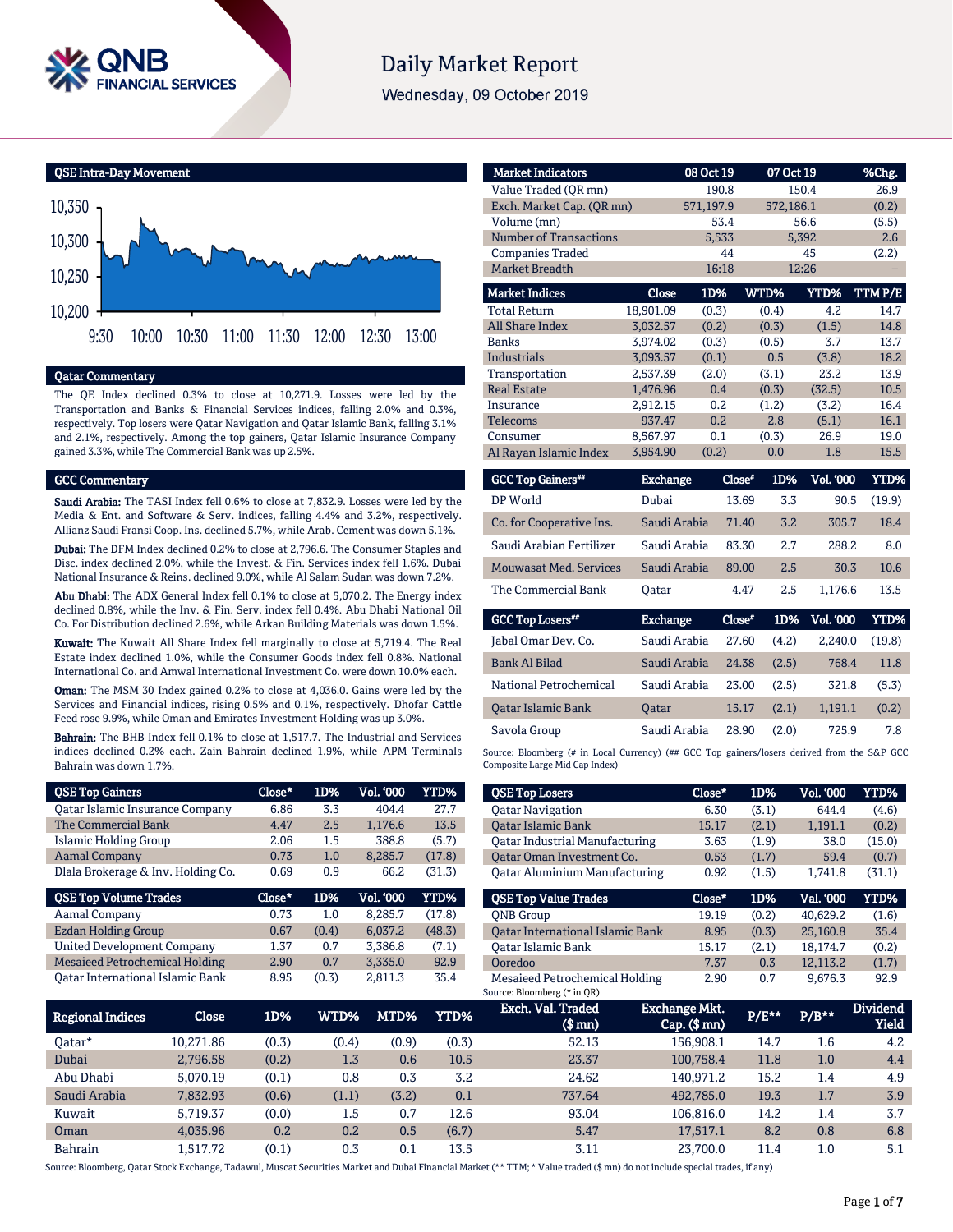# Daily Market Report

Wednesday, 09 October 2019

## QSE Intra-Day Movement

## Qatar Commentary

The QE Index declined 0.3% to close at 10,271.9. Losses were led by the Transportation and Banks & Financial Services indices, falling 2.0% and 0.3%, respectively. Top losers were Qatar Navigation and Qatar Islamic Bank, falling 3.1% and 2.1%, respectively. Among the top gainers, Qatar Islamic Insurance Company gained 3.3%, while The Commercial Bank was up 2.5%.

## GCC Commentary

**Saudi Arabia:** The TASI Index fell 0.6% to close at 7,832.9. Losses were led by the Media & Ent. and Software & Serv. indices, falling 4.4% and 3.2%, respectively. Allianz Saudi Fransi Coop. Ins. declined 5.7%, while Arab. Cement was down 5.1%.

**Dubai:** The DFM Index declined 0.2% to close at 2,796.6. The Consumer Staples and Disc. index declined 2.0%, while the Invest. & Fin. Services index fell 1.6%. Dubai National Insurance & Reins. declined 9.0%, while Al Salam Sudan was down 7.2%.

**Abu Dhabi:** The ADX General Index fell 0.1% to close at 5,070.2. The Energy index declined 0.8%, while the Inv. & Fin. Serv. index fell 0.4%. Abu Dhabi National Oil Co. For Distribution declined 2.6%, while Arkan Building Materials was down 1.5%.

**Kuwait:** The Kuwait All Share Index fell marginally to close at 5,719.4. The Real Estate index declined 1.0%, while the Consumer Goods index fell 0.8%. National International Co. and Amwal International Investment Co. were down 10.0% each.

**Oman:** The MSM 30 Index gained 0.2% to close at 4,036.0. Gains were led by the Services and Financial indices, rising 0.5% and 0.1%, respectively. Dhofar Cattle Feed rose 9.9%, while Oman and Emirates Investment Holding was up 3.0%.

**Bahrain:** The BHB Index fell 0.1% to close at 1,517.7. The Industrial and Services indices declined 0.2% each. Zain Bahrain declined 1.9%, while APM Terminals Bahrain was down 1.7%.

| Market Indicators | 08 Oct 19 | 07 Oct 19 | %Chg. |
|---|---|---|---|
| Value Traded (QR mn) | 190.8 | 150.4 | 26.9 |
| Exch. Market Cap. (QR mn) | 571,197.9 | 572,186.1 | (0.2) |
| Volume (mn) | 53.4 | 56.6 | (5.5) |
| Number of Transactions | 5,533 | 5,392 | 2.6 |
| Companies Traded | 44 | 45 | (2.2) |
| Market Breadth | 16:18 | 12:26 | – |

| Market Indices | Close | 1D% | WTD% | YTD% | TTM P/E |
|---|---|---|---|---|---|
| Total Return | 18,901.09 | (0.3) | (0.4) | 4.2 | 14.7 |
| All Share Index | 3,032.57 | (0.2) | (0.3) | (1.5) | 14.8 |
| Banks | 3,974.02 | (0.3) | (0.5) | 3.7 | 13.7 |
| Industrials | 3,093.57 | (0.1) | 0.5 | (3.8) | 18.2 |
| Transportation | 2,537.39 | (2.0) | (3.1) | 23.2 | 13.9 |
| Real Estate | 1,476.96 | 0.4 | (0.3) | (32.5) | 10.5 |
| Insurance | 2,912.15 | 0.2 | (1.2) | (3.2) | 16.4 |
| Telecoms | 937.47 | 0.2 | 2.8 | (5.1) | 16.1 |
| Consumer | 8,567.97 | 0.1 | (0.3) | 26.9 | 19.0 |
| Al Rayan Islamic Index | 3,954.90 | (0.2) | 0.0 | 1.8 | 15.5 |

| GCC Top Gainers## | Exchange | Close# | 1D% | Vol. '000 | YTD% |
|---|---|---|---|---|---|
| DP World | Dubai | 13.69 | 3.3 | 90.5 | (19.9) |
| Co. for Cooperative Ins. | Saudi Arabia | 71.40 | 3.2 | 305.7 | 18.4 |
| Saudi Arabian Fertilizer | Saudi Arabia | 83.30 | 2.7 | 288.2 | 8.0 |
| Mouwasat Med. Services | Saudi Arabia | 89.00 | 2.5 | 30.3 | 10.6 |
| The Commercial Bank | Qatar | 4.47 | 2.5 | 1,176.6 | 13.5 |

| GCC Top Losers## | Exchange | Close# | 1D% | Vol. '000 | YTD% |
|---|---|---|---|---|---|
| Jabal Omar Dev. Co. | Saudi Arabia | 27.60 | (4.2) | 2,240.0 | (19.8) |
| Bank Al Bilad | Saudi Arabia | 24.38 | (2.5) | 768.4 | 11.8 |
| National Petrochemical | Saudi Arabia | 23.00 | (2.5) | 321.8 | (5.3) |
| Qatar Islamic Bank | Qatar | 15.17 | (2.1) | 1,191.1 | (0.2) |
| Savola Group | Saudi Arabia | 28.90 | (2.0) | 725.9 | 7.8 |

Source: Bloomberg (# in Local Currency) (## GCC Top gainers/losers derived from the S&P GCC Composite Large Mid Cap Index)

| QSE Top Gainers | Close* | 1D% | Vol. '000 | YTD% |
|---|---|---|---|---|
| Qatar Islamic Insurance Company | 6.86 | 3.3 | 404.4 | 27.7 |
| The Commercial Bank | 4.47 | 2.5 | 1,176.6 | 13.5 |
| Islamic Holding Group | 2.06 | 1.5 | 388.8 | (5.7) |
| Aamal Company | 0.73 | 1.0 | 8,285.7 | (17.8) |
| Dlala Brokerage & Inv. Holding Co. | 0.69 | 0.9 | 66.2 | (31.3) |

| QSE Top Volume Trades | Close* | 1D% | Vol. '000 | YTD% |
|---|---|---|---|---|
| Aamal Company | 0.73 | 1.0 | 8,285.7 | (17.8) |
| Ezdan Holding Group | 0.67 | (0.4) | 6,037.2 | (48.3) |
| United Development Company | 1.37 | 0.7 | 3,386.8 | (7.1) |
| Mesaieed Petrochemical Holding | 2.90 | 0.7 | 3,335.0 | 92.9 |
| Qatar International Islamic Bank | 8.95 | (0.3) | 2,811.3 | 35.4 |

| QSE Top Losers | Close* | 1D% | Vol. '000 | YTD% |
|---|---|---|---|---|
| Qatar Navigation | 6.30 | (3.1) | 644.4 | (4.6) |
| Qatar Islamic Bank | 15.17 | (2.1) | 1,191.1 | (0.2) |
| Qatar Industrial Manufacturing | 3.63 | (1.9) | 38.0 | (15.0) |
| Qatar Oman Investment Co. | 0.53 | (1.7) | 59.4 | (0.7) |
| Qatar Aluminium Manufacturing | 0.92 | (1.5) | 1,741.8 | (31.1) |

| QSE Top Value Trades | Close* | 1D% | Val. '000 | YTD% |
|---|---|---|---|---|
| QNB Group | 19.19 | (0.2) | 40,629.2 | (1.6) |
| Qatar International Islamic Bank | 8.95 | (0.3) | 25,160.8 | 35.4 |
| Qatar Islamic Bank | 15.17 | (2.1) | 18,174.7 | (0.2) |
| Ooredoo | 7.37 | 0.3 | 12,113.2 | (1.7) |
| Mesaieed Petrochemical Holding | 2.90 | 0.7 | 9,676.3 | 92.9 |

Source: Bloomberg (* in QR)

| Regional Indices | Close | 1D% | WTD% | MTD% | YTD% | Exch. Val. Traded ($ mn) | Exchange Mkt. Cap. ($ mn) | P/E** | P/B** | Dividend Yield |
|---|---|---|---|---|---|---|---|---|---|---|
| Qatar* | 10,271.86 | (0.3) | (0.4) | (0.9) | (0.3) | 52.13 | 156,908.1 | 14.7 | 1.6 | 4.2 |
| Dubai | 2,796.58 | (0.2) | 1.3 | 0.6 | 10.5 | 23.37 | 100,758.4 | 11.8 | 1.0 | 4.4 |
| Abu Dhabi | 5,070.19 | (0.1) | 0.8 | 0.3 | 3.2 | 24.62 | 140,971.2 | 15.2 | 1.4 | 4.9 |
| Saudi Arabia | 7,832.93 | (0.6) | (1.1) | (3.2) | 0.1 | 737.64 | 492,785.0 | 19.3 | 1.7 | 3.9 |
| Kuwait | 5,719.37 | (0.0) | 1.5 | 0.7 | 12.6 | 93.04 | 106,816.0 | 14.2 | 1.4 | 3.7 |
| Oman | 4,035.96 | 0.2 | 0.2 | 0.5 | (6.7) | 5.47 | 17,517.1 | 8.2 | 0.8 | 6.8 |
| Bahrain | 1,517.72 | (0.1) | 0.3 | 0.1 | 13.5 | 3.11 | 23,700.0 | 11.4 | 1.0 | 5.1 |

Source: Bloomberg, Qatar Stock Exchange, Tadawul, Muscat Securities Market and Dubai Financial Market (** TTM; * Value traded ($ mn) do not include special trades, if any)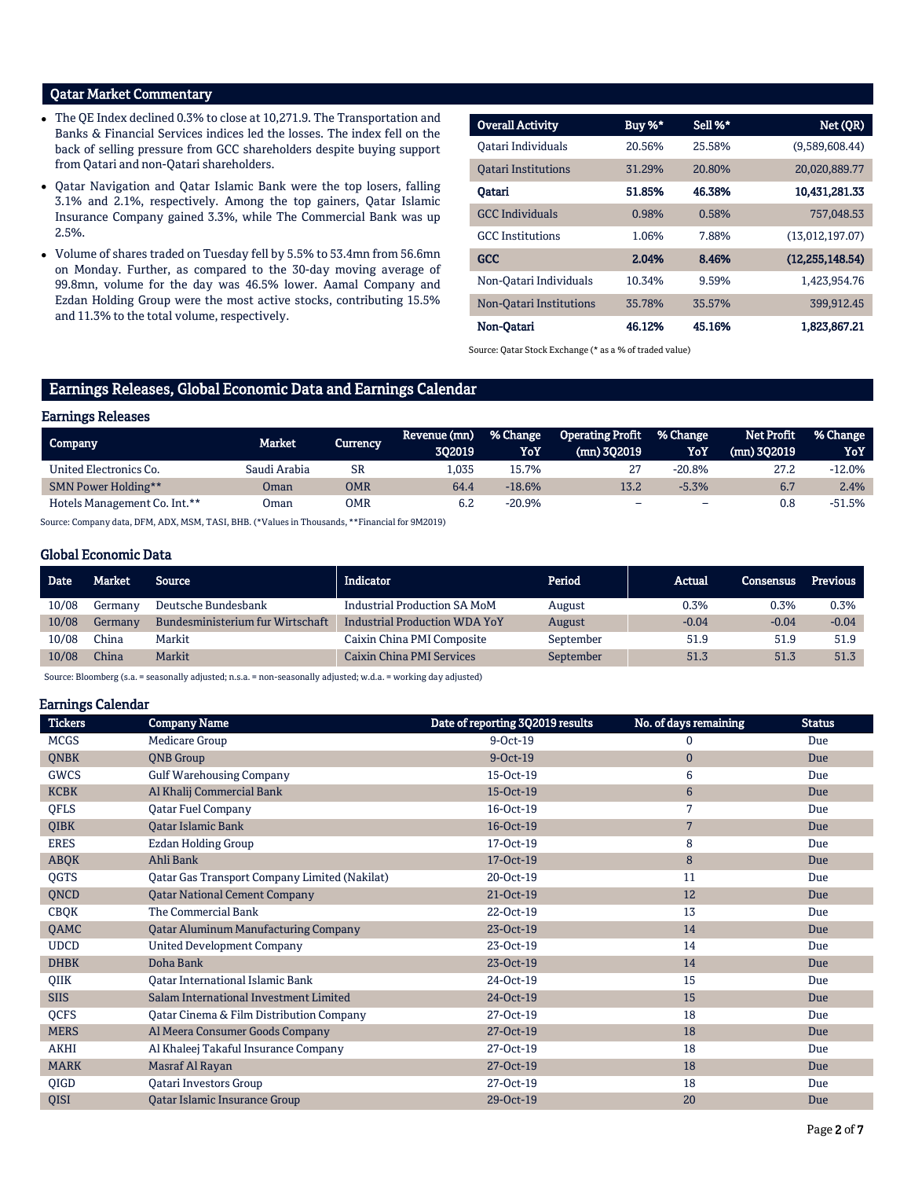## Qatar Market Commentary

- The QE Index declined 0.3% to close at 10,271.9. The Transportation and Banks & Financial Services indices led the losses. The index fell on the back of selling pressure from GCC shareholders despite buying support from Qatari and non-Qatari shareholders.
- Qatar Navigation and Qatar Islamic Bank were the top losers, falling 3.1% and 2.1%, respectively. Among the top gainers, Qatar Islamic Insurance Company gained 3.3%, while The Commercial Bank was up 2.5%.
- Volume of shares traded on Tuesday fell by 5.5% to 53.4mn from 56.6mn on Monday. Further, as compared to the 30-day moving average of 99.8mn, volume for the day was 46.5% lower. Aamal Company and Ezdan Holding Group were the most active stocks, contributing 15.5% and 11.3% to the total volume, respectively.

| Overall Activity | Buy %* | Sell %* | Net (QR) |
|---|---|---|---|
| Qatari Individuals | 20.56% | 25.58% | (9,589,608.44) |
| Qatari Institutions | 31.29% | 20.80% | 20,020,889.77 |
| **Qatari** | **51.85%** | **46.38%** | **10,431,281.33** |
| GCC Individuals | 0.98% | 0.58% | 757,048.53 |
| GCC Institutions | 1.06% | 7.88% | (13,012,197.07) |
| **GCC** | **2.04%** | **8.46%** | **(12,255,148.54)** |
| Non-Qatari Individuals | 10.34% | 9.59% | 1,423,954.76 |
| Non-Qatari Institutions | 35.78% | 35.57% | 399,912.45 |
| **Non-Qatari** | **46.12%** | **45.16%** | **1,823,867.21** |

Source: Qatar Stock Exchange (* as a % of traded value)

## Earnings Releases, Global Economic Data and Earnings Calendar

### Earnings Releases

| Company | Market | Currency | Revenue (mn) 3Q2019 | % Change YoY | Operating Profit (mn) 3Q2019 | % Change YoY | Net Profit (mn) 3Q2019 | % Change YoY |
|---|---|---|---|---|---|---|---|---|
| United Electronics Co. | Saudi Arabia | SR | 1,035 | 15.7% | 27 | -20.8% | 27.2 | -12.0% |
| SMN Power Holding** | Oman | OMR | 64.4 | -18.6% | 13.2 | -5.3% | 6.7 | 2.4% |
| Hotels Management Co. Int.** | Oman | OMR | 6.2 | -20.9% | – | – | 0.8 | -51.5% |

Source: Company data, DFM, ADX, MSM, TASI, BHB. (*Values in Thousands, **Financial for 9M2019)

### Global Economic Data

| Date | Market | Source | Indicator | Period | Actual | Consensus | Previous |
|---|---|---|---|---|---|---|---|
| 10/08 | Germany | Deutsche Bundesbank | Industrial Production SA MoM | August | 0.3% | 0.3% | 0.3% |
| 10/08 | Germany | Bundesministerium fur Wirtschaft | Industrial Production WDA YoY | August | -0.04 | -0.04 | -0.04 |
| 10/08 | China | Markit | Caixin China PMI Composite | September | 51.9 | 51.9 | 51.9 |
| 10/08 | China | Markit | Caixin China PMI Services | September | 51.3 | 51.3 | 51.3 |

Source: Bloomberg (s.a. = seasonally adjusted; n.s.a. = non-seasonally adjusted; w.d.a. = working day adjusted)

### Earnings Calendar

| Tickers | Company Name | Date of reporting 3Q2019 results | No. of days remaining | Status |
|---|---|---|---|---|
| MCGS | Medicare Group | 9-Oct-19 | 0 | Due |
| QNBK | QNB Group | 9-Oct-19 | 0 | Due |
| GWCS | Gulf Warehousing Company | 15-Oct-19 | 6 | Due |
| KCBK | Al Khalij Commercial Bank | 15-Oct-19 | 6 | Due |
| QFLS | Qatar Fuel Company | 16-Oct-19 | 7 | Due |
| QIBK | Qatar Islamic Bank | 16-Oct-19 | 7 | Due |
| ERES | Ezdan Holding Group | 17-Oct-19 | 8 | Due |
| ABQK | Ahli Bank | 17-Oct-19 | 8 | Due |
| QGTS | Qatar Gas Transport Company Limited (Nakilat) | 20-Oct-19 | 11 | Due |
| QNCD | Qatar National Cement Company | 21-Oct-19 | 12 | Due |
| CBQK | The Commercial Bank | 22-Oct-19 | 13 | Due |
| QAMC | Qatar Aluminum Manufacturing Company | 23-Oct-19 | 14 | Due |
| UDCD | United Development Company | 23-Oct-19 | 14 | Due |
| DHBK | Doha Bank | 23-Oct-19 | 14 | Due |
| QIIK | Qatar International Islamic Bank | 24-Oct-19 | 15 | Due |
| SIIS | Salam International Investment Limited | 24-Oct-19 | 15 | Due |
| QCFS | Qatar Cinema & Film Distribution Company | 27-Oct-19 | 18 | Due |
| MERS | Al Meera Consumer Goods Company | 27-Oct-19 | 18 | Due |
| AKHI | Al Khaleej Takaful Insurance Company | 27-Oct-19 | 18 | Due |
| MARK | Masraf Al Rayan | 27-Oct-19 | 18 | Due |
| QIGD | Qatari Investors Group | 27-Oct-19 | 18 | Due |
| QISI | Qatar Islamic Insurance Group | 29-Oct-19 | 20 | Due |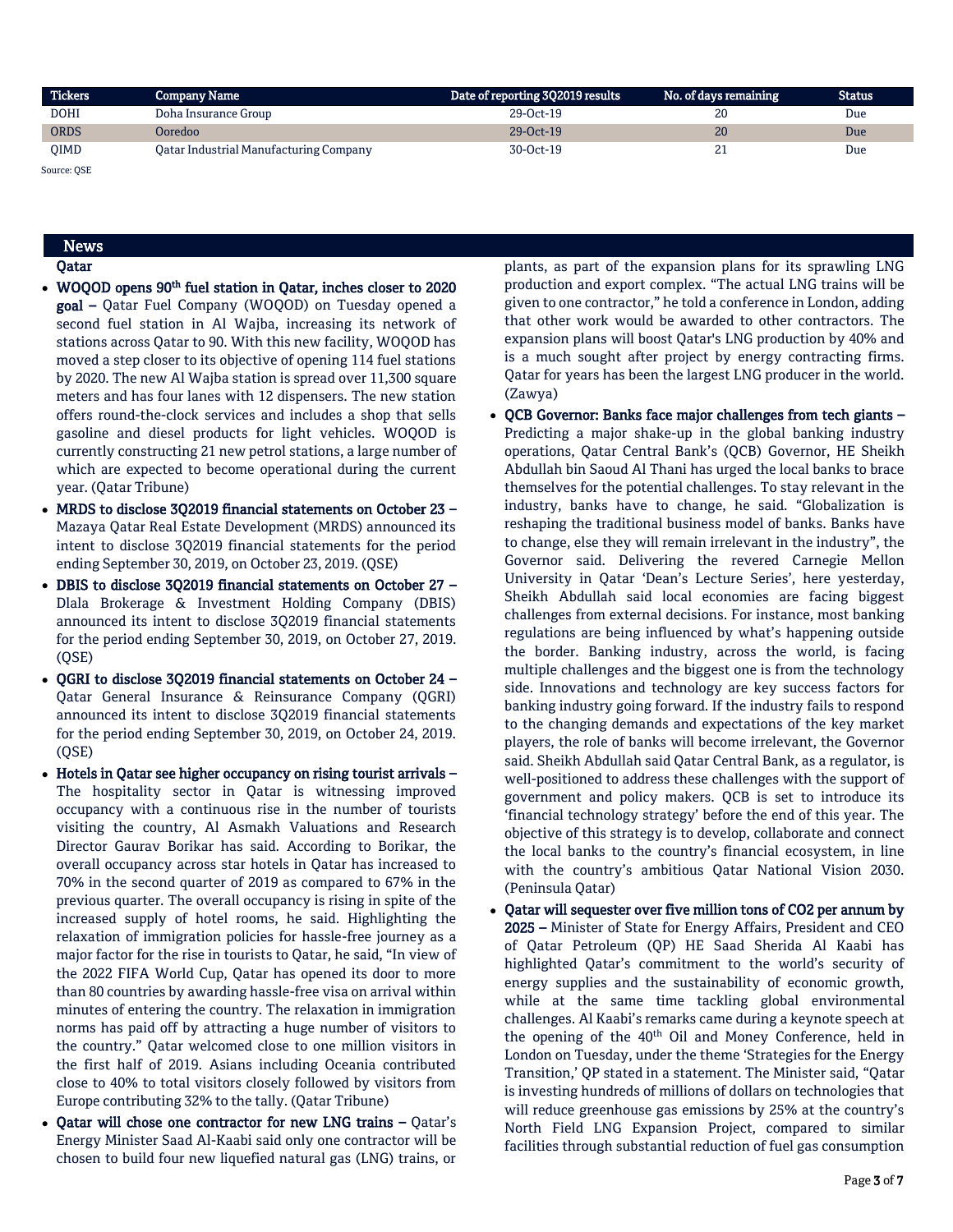| Tickers | Company Name | Date of reporting 3Q2019 results | No. of days remaining | Status |
|---|---|---|---|---|
| DOHI | Doha Insurance Group | 29-Oct-19 | 20 | Due |
| ORDS | Ooredoo | 29-Oct-19 | 20 | Due |
| QIMD | Qatar Industrial Manufacturing Company | 30-Oct-19 | 21 | Due |

Source: QSE

## News

### Qatar

- **WOQOD opens 90th fuel station in Qatar, inches closer to 2020 goal –** Qatar Fuel Company (WOQOD) on Tuesday opened a second fuel station in Al Wajba, increasing its network of stations across Qatar to 90. With this new facility, WOQOD has moved a step closer to its objective of opening 114 fuel stations by 2020. The new Al Wajba station is spread over 11,300 square meters and has four lanes with 12 dispensers. The new station offers round-the-clock services and includes a shop that sells gasoline and diesel products for light vehicles. WOQOD is currently constructing 21 new petrol stations, a large number of which are expected to become operational during the current year. (Qatar Tribune)
- **MRDS to disclose 3Q2019 financial statements on October 23 –** Mazaya Qatar Real Estate Development (MRDS) announced its intent to disclose 3Q2019 financial statements for the period ending September 30, 2019, on October 23, 2019. (QSE)
- **DBIS to disclose 3Q2019 financial statements on October 27 –** Dlala Brokerage & Investment Holding Company (DBIS) announced its intent to disclose 3Q2019 financial statements for the period ending September 30, 2019, on October 27, 2019. (QSE)
- **QGRI to disclose 3Q2019 financial statements on October 24 –** Qatar General Insurance & Reinsurance Company (QGRI) announced its intent to disclose 3Q2019 financial statements for the period ending September 30, 2019, on October 24, 2019. (QSE)
- **Hotels in Qatar see higher occupancy on rising tourist arrivals –** The hospitality sector in Qatar is witnessing improved occupancy with a continuous rise in the number of tourists visiting the country, Al Asmakh Valuations and Research Director Gaurav Borikar has said. According to Borikar, the overall occupancy across star hotels in Qatar has increased to 70% in the second quarter of 2019 as compared to 67% in the previous quarter. The overall occupancy is rising in spite of the increased supply of hotel rooms, he said. Highlighting the relaxation of immigration policies for hassle-free journey as a major factor for the rise in tourists to Qatar, he said, "In view of the 2022 FIFA World Cup, Qatar has opened its door to more than 80 countries by awarding hassle-free visa on arrival within minutes of entering the country. The relaxation in immigration norms has paid off by attracting a huge number of visitors to the country." Qatar welcomed close to one million visitors in the first half of 2019. Asians including Oceania contributed close to 40% to total visitors closely followed by visitors from Europe contributing 32% to the tally. (Qatar Tribune)
- **Qatar will chose one contractor for new LNG trains –** Qatar's Energy Minister Saad Al-Kaabi said only one contractor will be chosen to build four new liquefied natural gas (LNG) trains, or plants, as part of the expansion plans for its sprawling LNG production and export complex. "The actual LNG trains will be given to one contractor," he told a conference in London, adding that other work would be awarded to other contractors. The expansion plans will boost Qatar's LNG production by 40% and is a much sought after project by energy contracting firms. Qatar for years has been the largest LNG producer in the world. (Zawya)
- **QCB Governor: Banks face major challenges from tech giants –** Predicting a major shake-up in the global banking industry operations, Qatar Central Bank's (QCB) Governor, HE Sheikh Abdullah bin Saoud Al Thani has urged the local banks to brace themselves for the potential challenges. To stay relevant in the industry, banks have to change, he said. "Globalization is reshaping the traditional business model of banks. Banks have to change, else they will remain irrelevant in the industry", the Governor said. Delivering the revered Carnegie Mellon University in Qatar 'Dean's Lecture Series', here yesterday, Sheikh Abdullah said local economies are facing biggest challenges from external decisions. For instance, most banking regulations are being influenced by what's happening outside the border. Banking industry, across the world, is facing multiple challenges and the biggest one is from the technology side. Innovations and technology are key success factors for banking industry going forward. If the industry fails to respond to the changing demands and expectations of the key market players, the role of banks will become irrelevant, the Governor said. Sheikh Abdullah said Qatar Central Bank, as a regulator, is well-positioned to address these challenges with the support of government and policy makers. QCB is set to introduce its 'financial technology strategy' before the end of this year. The objective of this strategy is to develop, collaborate and connect the local banks to the country's financial ecosystem, in line with the country's ambitious Qatar National Vision 2030. (Peninsula Qatar)
- **Qatar will sequester over five million tons of CO2 per annum by 2025 –** Minister of State for Energy Affairs, President and CEO of Qatar Petroleum (QP) HE Saad Sherida Al Kaabi has highlighted Qatar's commitment to the world's security of energy supplies and the sustainability of economic growth, while at the same time tackling global environmental challenges. Al Kaabi's remarks came during a keynote speech at the opening of the 40th Oil and Money Conference, held in London on Tuesday, under the theme 'Strategies for the Energy Transition,' QP stated in a statement. The Minister said, "Qatar is investing hundreds of millions of dollars on technologies that will reduce greenhouse gas emissions by 25% at the country's North Field LNG Expansion Project, compared to similar facilities through substantial reduction of fuel gas consumption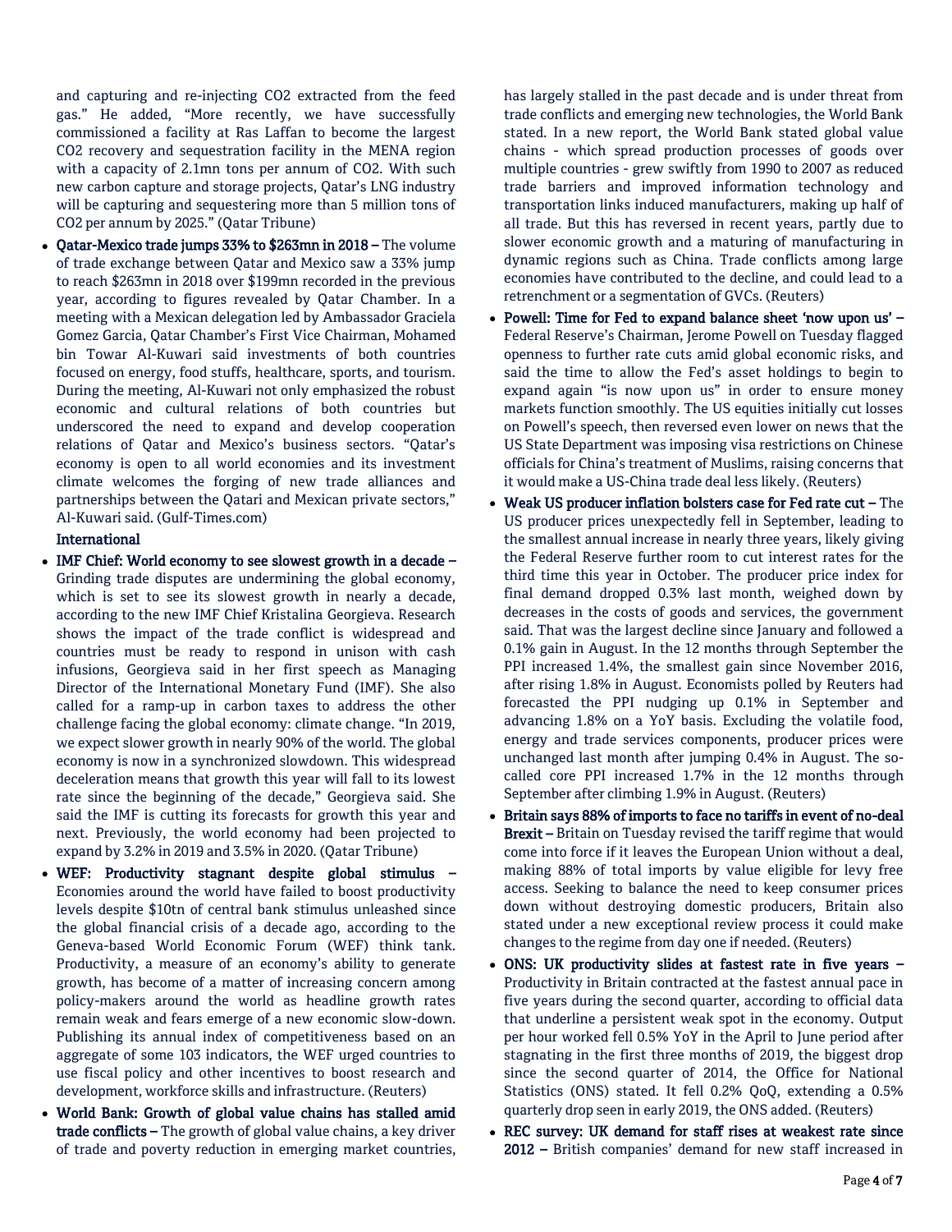and capturing and re-injecting $CO_2$ extracted from the feed gas." He added, "More recently, we have successfully commissioned a facility at Ras Laffan to become the largest $CO_2$ recovery and sequestration facility in the MENA region with a capacity of 2.1mn tons per annum of $CO_2$. With such new carbon capture and storage projects, Qatar's LNG industry will be capturing and sequestering more than 5 million tons of $CO_2$ per annum by 2025." (Qatar Tribune)

- **Qatar-Mexico trade jumps 33% to $263mn in 2018 –** The volume of trade exchange between Qatar and Mexico saw a 33% jump to reach $263mn in 2018 over $199mn recorded in the previous year, according to figures revealed by Qatar Chamber. In a meeting with a Mexican delegation led by Ambassador Graciela Gomez Garcia, Qatar Chamber's First Vice Chairman, Mohamed bin Towar Al-Kuwari said investments of both countries focused on energy, food stuffs, healthcare, sports, and tourism. During the meeting, Al-Kuwari not only emphasized the robust economic and cultural relations of both countries but underscored the need to expand and develop cooperation relations of Qatar and Mexico's business sectors. "Qatar's economy is open to all world economies and its investment climate welcomes the forging of new trade alliances and partnerships between the Qatari and Mexican private sectors," Al-Kuwari said. (Gulf-Times.com)

**International**

- **IMF Chief: World economy to see slowest growth in a decade –** Grinding trade disputes are undermining the global economy, which is set to see its slowest growth in nearly a decade, according to the new IMF Chief Kristalina Georgieva. Research shows the impact of the trade conflict is widespread and countries must be ready to respond in unison with cash infusions, Georgieva said in her first speech as Managing Director of the International Monetary Fund (IMF). She also called for a ramp-up in carbon taxes to address the other challenge facing the global economy: climate change. "In 2019, we expect slower growth in nearly 90% of the world. The global economy is now in a synchronized slowdown. This widespread deceleration means that growth this year will fall to its lowest rate since the beginning of the decade," Georgieva said. She said the IMF is cutting its forecasts for growth this year and next. Previously, the world economy had been projected to expand by 3.2% in 2019 and 3.5% in 2020. (Qatar Tribune)
- **WEF: Productivity stagnant despite global stimulus –** Economies around the world have failed to boost productivity levels despite $10tn of central bank stimulus unleashed since the global financial crisis of a decade ago, according to the Geneva-based World Economic Forum (WEF) think tank. Productivity, a measure of an economy's ability to generate growth, has become of a matter of increasing concern among policy-makers around the world as headline growth rates remain weak and fears emerge of a new economic slow-down. Publishing its annual index of competitiveness based on an aggregate of some 103 indicators, the WEF urged countries to use fiscal policy and other incentives to boost research and development, workforce skills and infrastructure. (Reuters)
- **World Bank: Growth of global value chains has stalled amid trade conflicts –** The growth of global value chains, a key driver of trade and poverty reduction in emerging market countries, has largely stalled in the past decade and is under threat from trade conflicts and emerging new technologies, the World Bank stated. In a new report, the World Bank stated global value chains - which spread production processes of goods over multiple countries - grew swiftly from 1990 to 2007 as reduced trade barriers and improved information technology and transportation links induced manufacturers, making up half of all trade. But this has reversed in recent years, partly due to slower economic growth and a maturing of manufacturing in dynamic regions such as China. Trade conflicts among large economies have contributed to the decline, and could lead to a retrenchment or a segmentation of GVCs. (Reuters)
- **Powell: Time for Fed to expand balance sheet 'now upon us' –** Federal Reserve's Chairman, Jerome Powell on Tuesday flagged openness to further rate cuts amid global economic risks, and said the time to allow the Fed's asset holdings to begin to expand again "is now upon us" in order to ensure money markets function smoothly. The US equities initially cut losses on Powell's speech, then reversed even lower on news that the US State Department was imposing visa restrictions on Chinese officials for China's treatment of Muslims, raising concerns that it would make a US-China trade deal less likely. (Reuters)
- **Weak US producer inflation bolsters case for Fed rate cut –** The US producer prices unexpectedly fell in September, leading to the smallest annual increase in nearly three years, likely giving the Federal Reserve further room to cut interest rates for the third time this year in October. The producer price index for final demand dropped 0.3% last month, weighed down by decreases in the costs of goods and services, the government said. That was the largest decline since January and followed a 0.1% gain in August. In the 12 months through September the PPI increased 1.4%, the smallest gain since November 2016, after rising 1.8% in August. Economists polled by Reuters had forecasted the PPI nudging up 0.1% in September and advancing 1.8% on a YoY basis. Excluding the volatile food, energy and trade services components, producer prices were unchanged last month after jumping 0.4% in August. The so-called core PPI increased 1.7% in the 12 months through September after climbing 1.9% in August. (Reuters)
- **Britain says 88% of imports to face no tariffs in event of no-deal Brexit –** Britain on Tuesday revised the tariff regime that would come into force if it leaves the European Union without a deal, making 88% of total imports by value eligible for levy free access. Seeking to balance the need to keep consumer prices down without destroying domestic producers, Britain also stated under a new exceptional review process it could make changes to the regime from day one if needed. (Reuters)
- **ONS: UK productivity slides at fastest rate in five years –** Productivity in Britain contracted at the fastest annual pace in five years during the second quarter, according to official data that underline a persistent weak spot in the economy. Output per hour worked fell 0.5% YoY in the April to June period after stagnating in the first three months of 2019, the biggest drop since the second quarter of 2014, the Office for National Statistics (ONS) stated. It fell 0.2% QoQ, extending a 0.5% quarterly drop seen in early 2019, the ONS added. (Reuters)
- **REC survey: UK demand for staff rises at weakest rate since 2012 –** British companies' demand for new staff increased in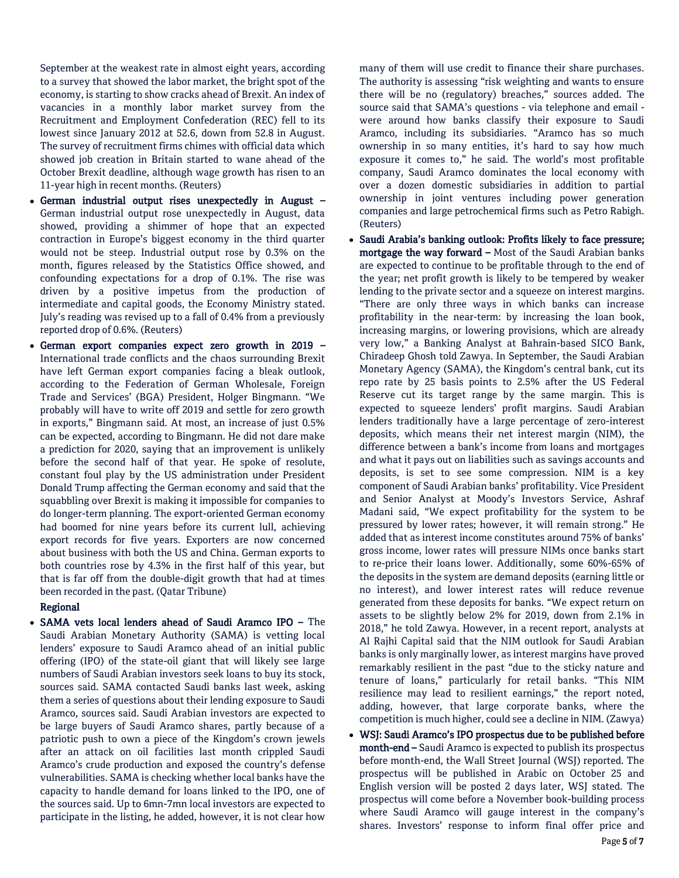September at the weakest rate in almost eight years, according to a survey that showed the labor market, the bright spot of the economy, is starting to show cracks ahead of Brexit. An index of vacancies in a monthly labor market survey from the Recruitment and Employment Confederation (REC) fell to its lowest since January 2012 at 52.6, down from 52.8 in August. The survey of recruitment firms chimes with official data which showed job creation in Britain started to wane ahead of the October Brexit deadline, although wage growth has risen to an 11-year high in recent months. (Reuters)

- **German industrial output rises unexpectedly in August –** German industrial output rose unexpectedly in August, data showed, providing a shimmer of hope that an expected contraction in Europe's biggest economy in the third quarter would not be steep. Industrial output rose by 0.3% on the month, figures released by the Statistics Office showed, and confounding expectations for a drop of 0.1%. The rise was driven by a positive impetus from the production of intermediate and capital goods, the Economy Ministry stated. July's reading was revised up to a fall of 0.4% from a previously reported drop of 0.6%. (Reuters)
- **German export companies expect zero growth in 2019 –** International trade conflicts and the chaos surrounding Brexit have left German export companies facing a bleak outlook, according to the Federation of German Wholesale, Foreign Trade and Services' (BGA) President, Holger Bingmann. "We probably will have to write off 2019 and settle for zero growth in exports," Bingmann said. At most, an increase of just 0.5% can be expected, according to Bingmann. He did not dare make a prediction for 2020, saying that an improvement is unlikely before the second half of that year. He spoke of resolute, constant foul play by the US administration under President Donald Trump affecting the German economy and said that the squabbling over Brexit is making it impossible for companies to do longer-term planning. The export-oriented German economy had boomed for nine years before its current lull, achieving export records for five years. Exporters are now concerned about business with both the US and China. German exports to both countries rose by 4.3% in the first half of this year, but that is far off from the double-digit growth that had at times been recorded in the past. (Qatar Tribune)

**Regional**

- **SAMA vets local lenders ahead of Saudi Aramco IPO –** The Saudi Arabian Monetary Authority (SAMA) is vetting local lenders' exposure to Saudi Aramco ahead of an initial public offering (IPO) of the state-oil giant that will likely see large numbers of Saudi Arabian investors seek loans to buy its stock, sources said. SAMA contacted Saudi banks last week, asking them a series of questions about their lending exposure to Saudi Aramco, sources said. Saudi Arabian investors are expected to be large buyers of Saudi Aramco shares, partly because of a patriotic push to own a piece of the Kingdom's crown jewels after an attack on oil facilities last month crippled Saudi Aramco's crude production and exposed the country's defense vulnerabilities. SAMA is checking whether local banks have the capacity to handle demand for loans linked to the IPO, one of the sources said. Up to 6mn-7mn local investors are expected to participate in the listing, he added, however, it is not clear how many of them will use credit to finance their share purchases. The authority is assessing "risk weighting and wants to ensure there will be no (regulatory) breaches," sources added. The source said that SAMA's questions - via telephone and email - were around how banks classify their exposure to Saudi Aramco, including its subsidiaries. "Aramco has so much ownership in so many entities, it's hard to say how much exposure it comes to," he said. The world's most profitable company, Saudi Aramco dominates the local economy with over a dozen domestic subsidiaries in addition to partial ownership in joint ventures including power generation companies and large petrochemical firms such as Petro Rabigh. (Reuters)
- **Saudi Arabia's banking outlook: Profits likely to face pressure; mortgage the way forward –** Most of the Saudi Arabian banks are expected to continue to be profitable through to the end of the year; net profit growth is likely to be tempered by weaker lending to the private sector and a squeeze on interest margins. "There are only three ways in which banks can increase profitability in the near-term: by increasing the loan book, increasing margins, or lowering provisions, which are already very low," a Banking Analyst at Bahrain-based SICO Bank, Chiradeep Ghosh told Zawya. In September, the Saudi Arabian Monetary Agency (SAMA), the Kingdom's central bank, cut its repo rate by 25 basis points to 2.5% after the US Federal Reserve cut its target range by the same margin. This is expected to squeeze lenders' profit margins. Saudi Arabian lenders traditionally have a large percentage of zero-interest deposits, which means their net interest margin (NIM), the difference between a bank's income from loans and mortgages and what it pays out on liabilities such as savings accounts and deposits, is set to see some compression. NIM is a key component of Saudi Arabian banks' profitability. Vice President and Senior Analyst at Moody's Investors Service, Ashraf Madani said, "We expect profitability for the system to be pressured by lower rates; however, it will remain strong." He added that as interest income constitutes around 75% of banks' gross income, lower rates will pressure NIMs once banks start to re-price their loans lower. Additionally, some 60%-65% of the deposits in the system are demand deposits (earning little or no interest), and lower interest rates will reduce revenue generated from these deposits for banks. "We expect return on assets to be slightly below 2% for 2019, down from 2.1% in 2018," he told Zawya. However, in a recent report, analysts at Al Rajhi Capital said that the NIM outlook for Saudi Arabian banks is only marginally lower, as interest margins have proved remarkably resilient in the past "due to the sticky nature and tenure of loans," particularly for retail banks. "This NIM resilience may lead to resilient earnings," the report noted, adding, however, that large corporate banks, where the competition is much higher, could see a decline in NIM. (Zawya)
- **WSJ: Saudi Aramco's IPO prospectus due to be published before month-end –** Saudi Aramco is expected to publish its prospectus before month-end, the Wall Street Journal (WSJ) reported. The prospectus will be published in Arabic on October 25 and English version will be posted 2 days later, WSJ stated. The prospectus will come before a November book-building process where Saudi Aramco will gauge interest in the company's shares. Investors' response to inform final offer price and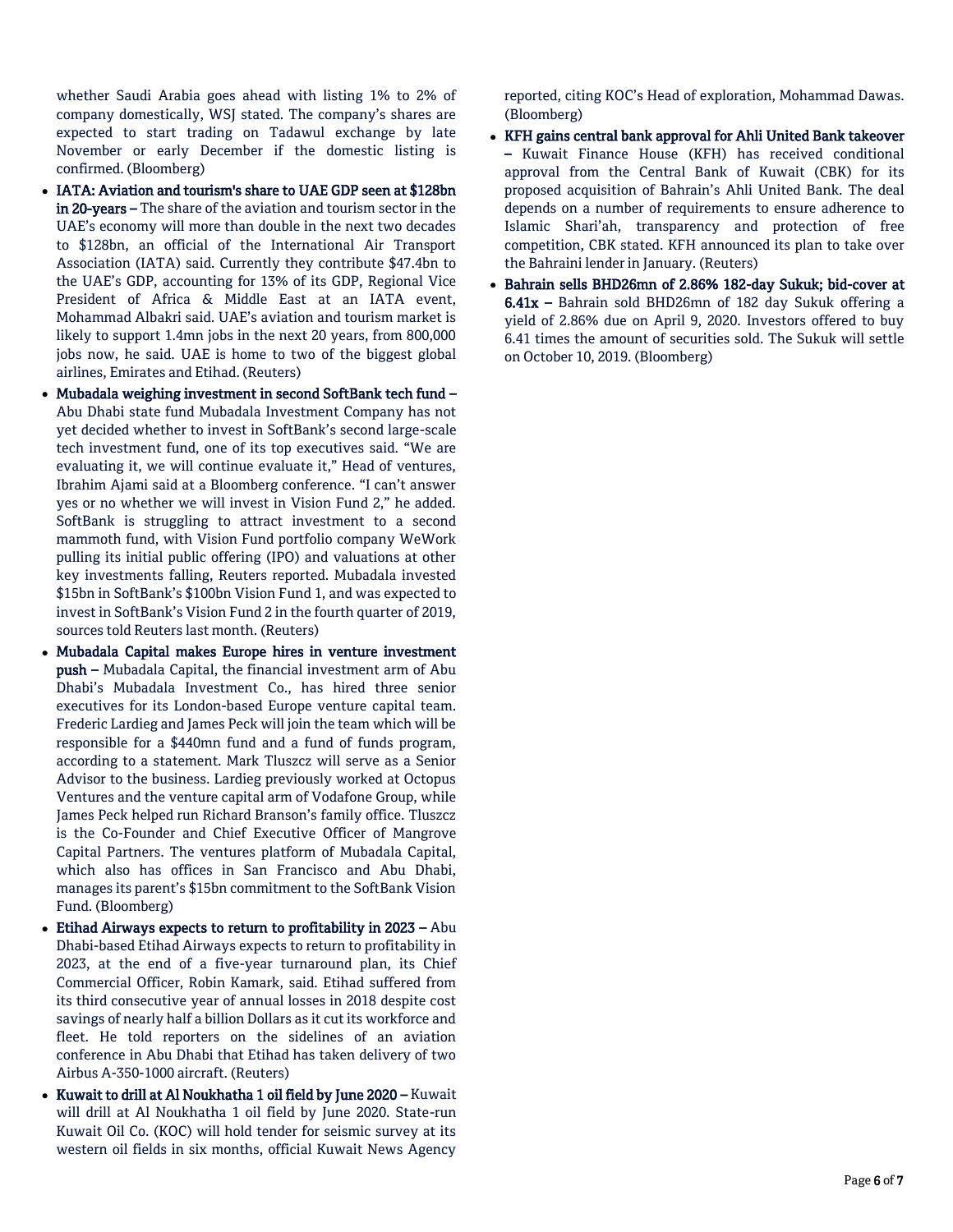whether Saudi Arabia goes ahead with listing 1% to 2% of company domestically, WSJ stated. The company's shares are expected to start trading on Tadawul exchange by late November or early December if the domestic listing is confirmed. (Bloomberg)

- **IATA: Aviation and tourism's share to UAE GDP seen at $128bn in 20-years –** The share of the aviation and tourism sector in the UAE's economy will more than double in the next two decades to $128bn, an official of the International Air Transport Association (IATA) said. Currently they contribute $47.4bn to the UAE's GDP, accounting for 13% of its GDP, Regional Vice President of Africa & Middle East at an IATA event, Mohammad Albakri said. UAE's aviation and tourism market is likely to support 1.4mn jobs in the next 20 years, from 800,000 jobs now, he said. UAE is home to two of the biggest global airlines, Emirates and Etihad. (Reuters)
- **Mubadala weighing investment in second SoftBank tech fund –** Abu Dhabi state fund Mubadala Investment Company has not yet decided whether to invest in SoftBank's second large-scale tech investment fund, one of its top executives said. "We are evaluating it, we will continue evaluate it," Head of ventures, Ibrahim Ajami said at a Bloomberg conference. "I can't answer yes or no whether we will invest in Vision Fund 2," he added. SoftBank is struggling to attract investment to a second mammoth fund, with Vision Fund portfolio company WeWork pulling its initial public offering (IPO) and valuations at other key investments falling, Reuters reported. Mubadala invested $15bn in SoftBank's $100bn Vision Fund 1, and was expected to invest in SoftBank's Vision Fund 2 in the fourth quarter of 2019, sources told Reuters last month. (Reuters)
- **Mubadala Capital makes Europe hires in venture investment push –** Mubadala Capital, the financial investment arm of Abu Dhabi's Mubadala Investment Co., has hired three senior executives for its London-based Europe venture capital team. Frederic Lardieg and James Peck will join the team which will be responsible for a $440mn fund and a fund of funds program, according to a statement. Mark Tluszcz will serve as a Senior Advisor to the business. Lardieg previously worked at Octopus Ventures and the venture capital arm of Vodafone Group, while James Peck helped run Richard Branson's family office. Tluszcz is the Co-Founder and Chief Executive Officer of Mangrove Capital Partners. The ventures platform of Mubadala Capital, which also has offices in San Francisco and Abu Dhabi, manages its parent's $15bn commitment to the SoftBank Vision Fund. (Bloomberg)
- **Etihad Airways expects to return to profitability in 2023 –** Abu Dhabi-based Etihad Airways expects to return to profitability in 2023, at the end of a five-year turnaround plan, its Chief Commercial Officer, Robin Kamark, said. Etihad suffered from its third consecutive year of annual losses in 2018 despite cost savings of nearly half a billion Dollars as it cut its workforce and fleet. He told reporters on the sidelines of an aviation conference in Abu Dhabi that Etihad has taken delivery of two Airbus A-350-1000 aircraft. (Reuters)
- **Kuwait to drill at Al Noukhatha 1 oil field by June 2020 –** Kuwait will drill at Al Noukhatha 1 oil field by June 2020. State-run Kuwait Oil Co. (KOC) will hold tender for seismic survey at its western oil fields in six months, official Kuwait News Agency reported, citing KOC's Head of exploration, Mohammad Dawas. (Bloomberg)
- **KFH gains central bank approval for Ahli United Bank takeover –** Kuwait Finance House (KFH) has received conditional approval from the Central Bank of Kuwait (CBK) for its proposed acquisition of Bahrain's Ahli United Bank. The deal depends on a number of requirements to ensure adherence to Islamic Shari'ah, transparency and protection of free competition, CBK stated. KFH announced its plan to take over the Bahraini lender in January. (Reuters)
- **Bahrain sells BHD26mn of 2.86% 182-day Sukuk; bid-cover at 6.41x –** Bahrain sold BHD26mn of 182 day Sukuk offering a yield of 2.86% due on April 9, 2020. Investors offered to buy 6.41 times the amount of securities sold. The Sukuk will settle on October 10, 2019. (Bloomberg)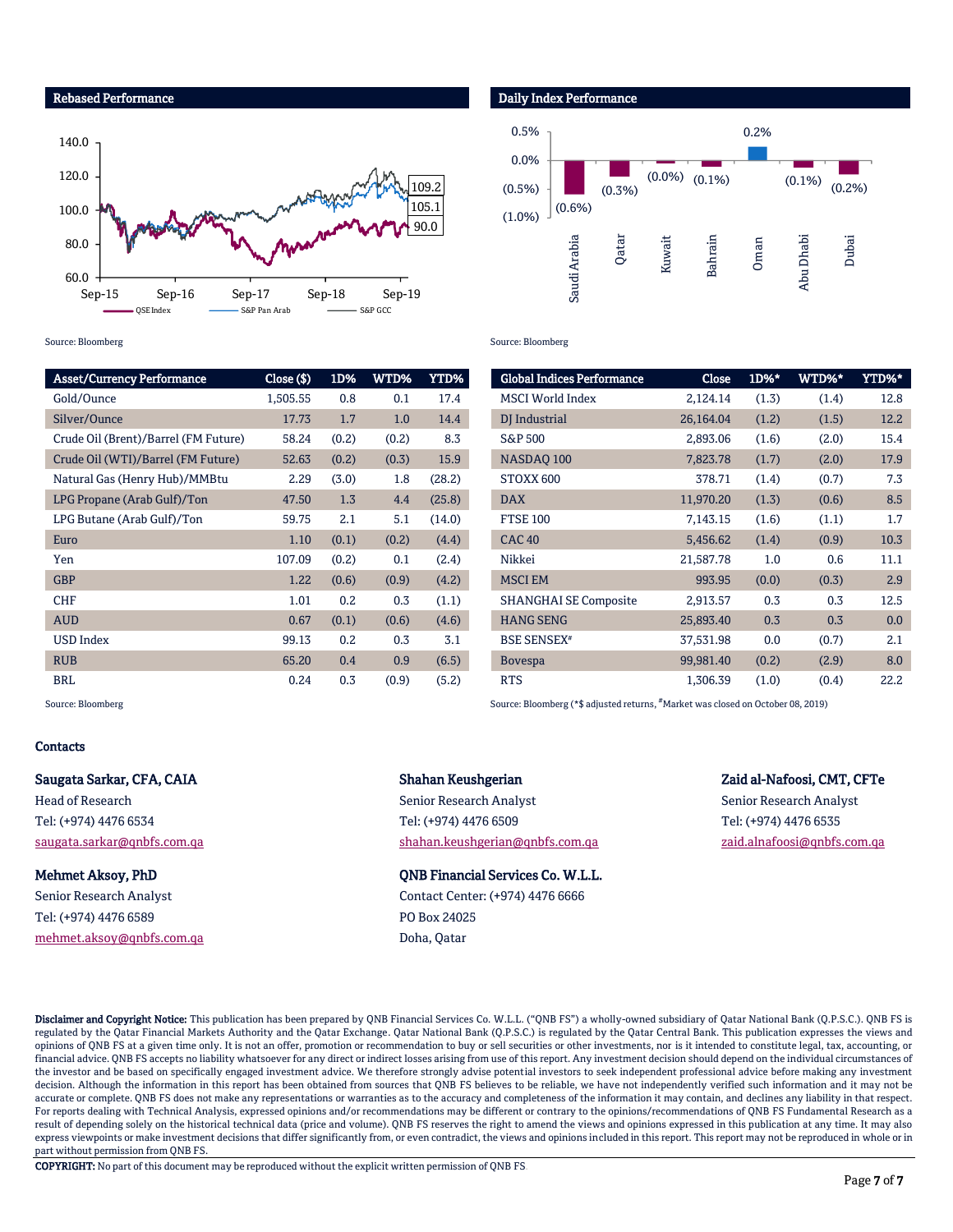## Rebased Performance

140.0
120.0
100.0
80.0
60.0

Sep-15 Sep-16 Sep-17 Sep-18 Sep-19

109.2
105.1
90.0

QSE Index   S&P Pan Arab   S&P GCC

Source: Bloomberg

## Daily Index Performance

0.5%
0.0%
(0.5%)
(1.0%)

(0.6%) (0.3%) (0.0%) (0.1%) 0.2% (0.1%) (0.2%)

Saudi Arabia Qatar Kuwait Bahrain Oman Abu Dhabi Dubai

Source: Bloomberg

| Asset/Currency Performance | Close ($) | 1D% | WTD% | YTD% |
|---|---|---|---|---|
| Gold/Ounce | 1,505.55 | 0.8 | 0.1 | 17.4 |
| Silver/Ounce | 17.73 | 1.7 | 1.0 | 14.4 |
| Crude Oil (Brent)/Barrel (FM Future) | 58.24 | (0.2) | (0.2) | 8.3 |
| Crude Oil (WTI)/Barrel (FM Future) | 52.63 | (0.2) | (0.3) | 15.9 |
| Natural Gas (Henry Hub)/MMBtu | 2.29 | (3.0) | 1.8 | (28.2) |
| LPG Propane (Arab Gulf)/Ton | 47.50 | 1.3 | 4.4 | (25.8) |
| LPG Butane (Arab Gulf)/Ton | 59.75 | 2.1 | 5.1 | (14.0) |
| Euro | 1.10 | (0.1) | (0.2) | (4.4) |
| Yen | 107.09 | (0.2) | 0.1 | (2.4) |
| GBP | 1.22 | (0.6) | (0.9) | (4.2) |
| CHF | 1.01 | 0.2 | 0.3 | (1.1) |
| AUD | 0.67 | (0.1) | (0.6) | (4.6) |
| USD Index | 99.13 | 0.2 | 0.3 | 3.1 |
| RUB | 65.20 | 0.4 | 0.9 | (6.5) |
| BRL | 0.24 | 0.3 | (0.9) | (5.2) |

Source: Bloomberg

| Global Indices Performance | Close | 1D%* | WTD%* | YTD%* |
|---|---|---|---|---|
| MSCI World Index | 2,124.14 | (1.3) | (1.4) | 12.8 |
| DJ Industrial | 26,164.04 | (1.2) | (1.5) | 12.2 |
| S&P 500 | 2,893.06 | (1.6) | (2.0) | 15.4 |
| NASDAQ 100 | 7,823.78 | (1.7) | (2.0) | 17.9 |
| STOXX 600 | 378.71 | (1.4) | (0.7) | 7.3 |
| DAX | 11,970.20 | (1.3) | (0.6) | 8.5 |
| FTSE 100 | 7,143.15 | (1.6) | (1.1) | 1.7 |
| CAC 40 | 5,456.62 | (1.4) | (0.9) | 10.3 |
| Nikkei | 21,587.78 | 1.0 | 0.6 | 11.1 |
| MSCI EM | 993.95 | (0.0) | (0.3) | 2.9 |
| SHANGHAI SE Composite | 2,913.57 | 0.3 | 0.3 | 12.5 |
| HANG SENG | 25,893.40 | 0.3 | 0.3 | 0.0 |
| BSE SENSEX# | 37,531.98 | 0.0 | (0.7) | 2.1 |
| Bovespa | 99,981.40 | (0.2) | (2.9) | 8.0 |
| RTS | 1,306.39 | (1.0) | (0.4) | 22.2 |

Source: Bloomberg (*$ adjusted returns, #Market was closed on October 08, 2019)

## Contacts

**Saugata Sarkar, CFA, CAIA**
Head of Research
Tel: (+974) 4476 6534
saugata.sarkar@qnbfs.com.qa

**Shahan Keushgerian**
Senior Research Analyst
Tel: (+974) 4476 6509
shahan.keushgerian@qnbfs.com.qa

**Zaid al-Nafoosi, CMT, CFTe**
Senior Research Analyst
Tel: (+974) 4476 6535
zaid.alnafoosi@qnbfs.com.qa

**Mehmet Aksoy, PhD**
Senior Research Analyst
Tel: (+974) 4476 6589
mehmet.aksoy@qnbfs.com.qa

**QNB Financial Services Co. W.L.L.**
Contact Center: (+974) 4476 6666
PO Box 24025
Doha, Qatar

**Disclaimer and Copyright Notice:** This publication has been prepared by QNB Financial Services Co. W.L.L. ("QNB FS") a wholly-owned subsidiary of Qatar National Bank (Q.P.S.C.). QNB FS is regulated by the Qatar Financial Markets Authority and the Qatar Exchange. Qatar National Bank (Q.P.S.C.) is regulated by the Qatar Central Bank. This publication expresses the views and opinions of QNB FS at a given time only. It is not an offer, promotion or recommendation to buy or sell securities or other investments, nor is it intended to constitute legal, tax, accounting, or financial advice. QNB FS accepts no liability whatsoever for any direct or indirect losses arising from use of this report. Any investment decision should depend on the individual circumstances of the investor and be based on specifically engaged investment advice. We therefore strongly advise potential investors to seek independent professional advice before making any investment decision. Although the information in this report has been obtained from sources that QNB FS believes to be reliable, we have not independently verified such information and it may not be accurate or complete. QNB FS does not make any representations or warranties as to the accuracy and completeness of the information it may contain, and declines any liability in that respect. For reports dealing with Technical Analysis, expressed opinions and/or recommendations may be different or contrary to the opinions/recommendations of QNB FS Fundamental Research as a result of depending solely on the historical technical data (price and volume). QNB FS reserves the right to amend the views and opinions expressed in this publication at any time. It may also express viewpoints or make investment decisions that differ significantly from, or even contradict, the views and opinions included in this report. This report may not be reproduced in whole or in part without permission from QNB FS.

**COPYRIGHT:** No part of this document may be reproduced without the explicit written permission of QNB FS